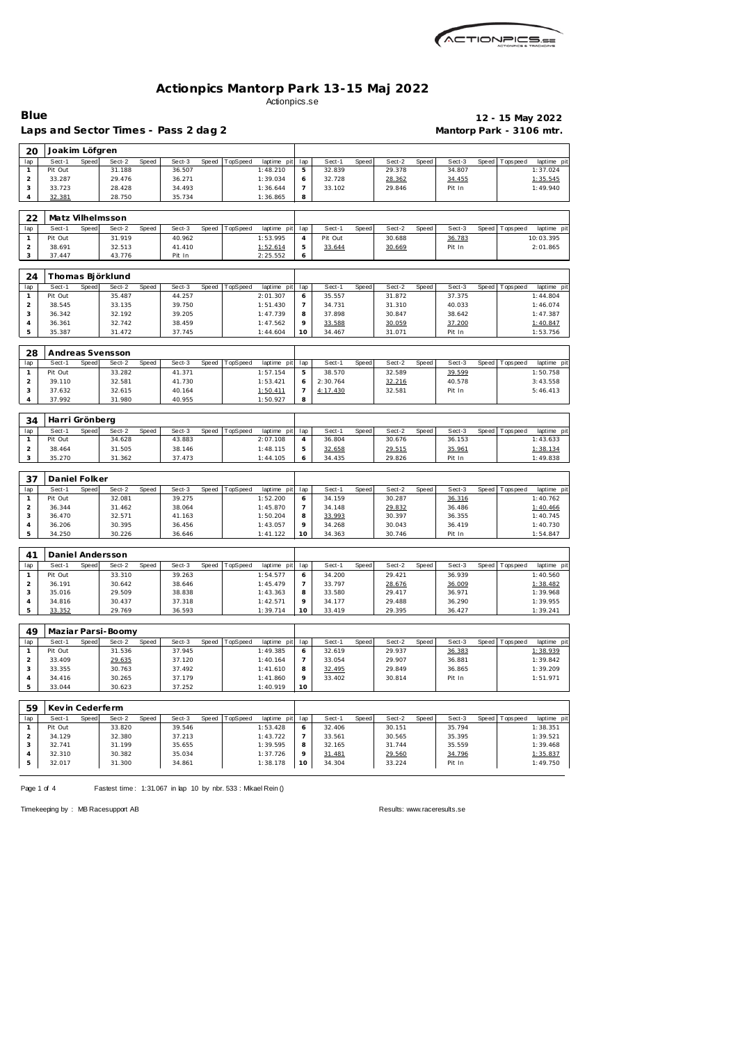# Actionpics Mantorp Park 13-15 Maj 2022

Actionpics.se

**Blue** — **12 - 15 May 2022**

**Laps and Sector Times - Pass 2 dag 2** — **Mantorp Park - 3106 mtr.**

## 20 Joakim Löfgren

| lap | Sect-1 | Speed | Sect-2 | Speed | Sect-3 | Speed | TopSpeed | laptime pit | lap | Sect-1 | Speed | Sect-2 | Speed | Sect-3 | Speed | Topspeed | laptime pit |
|---|---|---|---|---|---|---|---|---|---|---|---|---|---|---|---|---|---|
| 1 | Pit Out | | 31.188 | | 36.507 | | | 1:48.210 | 5 | 32.839 | | 29.378 | | 34.807 | | | 1:37.024 |
| 2 | 33.287 | | 29.476 | | 36.271 | | | 1:39.034 | 6 | 32.728 | | 28.362 | | 34.455 | | | 1:35.545 |
| 3 | 33.723 | | 28.428 | | 34.493 | | | 1:36.644 | 7 | 33.102 | | 29.846 | | Pit In | | | 1:49.940 |
| 4 | 32.381 | | 28.750 | | 35.734 | | | 1:36.865 | 8 | | | | | | | | |

## 22 Matz Vilhelmsson

| lap | Sect-1 | Speed | Sect-2 | Speed | Sect-3 | Speed | TopSpeed | laptime pit | lap | Sect-1 | Speed | Sect-2 | Speed | Sect-3 | Speed | Topspeed | laptime pit |
|---|---|---|---|---|---|---|---|---|---|---|---|---|---|---|---|---|---|
| 1 | Pit Out | | 31.919 | | 40.962 | | | 1:53.995 | 4 | Pit Out | | 30.688 | | 36.783 | | | 10:03.395 |
| 2 | 38.691 | | 32.513 | | 41.410 | | | 1:52.614 | 5 | 33.644 | | 30.669 | | Pit In | | | 2:01.865 |
| 3 | 37.447 | | 43.776 | | Pit In | | | 2:25.552 | 6 | | | | | | | | |

## 24 Thomas Björklund

| lap | Sect-1 | Speed | Sect-2 | Speed | Sect-3 | Speed | TopSpeed | laptime pit | lap | Sect-1 | Speed | Sect-2 | Speed | Sect-3 | Speed | Topspeed | laptime pit |
|---|---|---|---|---|---|---|---|---|---|---|---|---|---|---|---|---|---|
| 1 | Pit Out | | 35.487 | | 44.257 | | | 2:01.307 | 6 | 35.557 | | 31.872 | | 37.375 | | | 1:44.804 |
| 2 | 38.545 | | 33.135 | | 39.750 | | | 1:51.430 | 7 | 34.731 | | 31.310 | | 40.033 | | | 1:46.074 |
| 3 | 36.342 | | 32.192 | | 39.205 | | | 1:47.739 | 8 | 37.898 | | 30.847 | | 38.642 | | | 1:47.387 |
| 4 | 36.361 | | 32.742 | | 38.459 | | | 1:47.562 | 9 | 33.588 | | 30.059 | | 37.200 | | | 1:40.847 |
| 5 | 35.387 | | 31.472 | | 37.745 | | | 1:44.604 | 10 | 34.467 | | 31.071 | | Pit In | | | 1:53.756 |

## 28 Andreas Svensson

| lap | Sect-1 | Speed | Sect-2 | Speed | Sect-3 | Speed | TopSpeed | laptime pit | lap | Sect-1 | Speed | Sect-2 | Speed | Sect-3 | Speed | Topspeed | laptime pit |
|---|---|---|---|---|---|---|---|---|---|---|---|---|---|---|---|---|---|
| 1 | Pit Out | | 33.282 | | 41.371 | | | 1:57.154 | 5 | 38.570 | | 32.589 | | 39.599 | | | 1:50.758 |
| 2 | 39.110 | | 32.581 | | 41.730 | | | 1:53.421 | 6 | 2:30.764 | | 32.216 | | 40.578 | | | 3:43.558 |
| 3 | 37.632 | | 32.615 | | 40.164 | | | 1:50.411 | 7 | 4:17.430 | | 32.581 | | Pit In | | | 5:46.413 |
| 4 | 37.992 | | 31.980 | | 40.955 | | | 1:50.927 | 8 | | | | | | | | |

## 34 Harri Grönberg

| lap | Sect-1 | Speed | Sect-2 | Speed | Sect-3 | Speed | TopSpeed | laptime pit | lap | Sect-1 | Speed | Sect-2 | Speed | Sect-3 | Speed | Topspeed | laptime pit |
|---|---|---|---|---|---|---|---|---|---|---|---|---|---|---|---|---|---|
| 1 | Pit Out | | 34.628 | | 43.883 | | | 2:07.108 | 4 | 36.804 | | 30.676 | | 36.153 | | | 1:43.633 |
| 2 | 38.464 | | 31.505 | | 38.146 | | | 1:48.115 | 5 | 32.658 | | 29.515 | | 35.961 | | | 1:38.134 |
| 3 | 35.270 | | 31.362 | | 37.473 | | | 1:44.105 | 6 | 34.435 | | 29.826 | | Pit In | | | 1:49.838 |

## 37 Daniel Folker

| lap | Sect-1 | Speed | Sect-2 | Speed | Sect-3 | Speed | TopSpeed | laptime pit | lap | Sect-1 | Speed | Sect-2 | Speed | Sect-3 | Speed | Topspeed | laptime pit |
|---|---|---|---|---|---|---|---|---|---|---|---|---|---|---|---|---|---|
| 1 | Pit Out | | 32.081 | | 39.275 | | | 1:52.200 | 6 | 34.159 | | 30.287 | | 36.316 | | | 1:40.762 |
| 2 | 36.344 | | 31.462 | | 38.064 | | | 1:45.870 | 7 | 34.148 | | 29.832 | | 36.486 | | | 1:40.466 |
| 3 | 36.470 | | 32.571 | | 41.163 | | | 1:50.204 | 8 | 33.993 | | 30.397 | | 36.355 | | | 1:40.745 |
| 4 | 36.206 | | 30.395 | | 36.456 | | | 1:43.057 | 9 | 34.268 | | 30.043 | | 36.419 | | | 1:40.730 |
| 5 | 34.250 | | 30.226 | | 36.646 | | | 1:41.122 | 10 | 34.363 | | 30.746 | | Pit In | | | 1:54.847 |

## 41 Daniel Andersson

| lap | Sect-1 | Speed | Sect-2 | Speed | Sect-3 | Speed | TopSpeed | laptime pit | lap | Sect-1 | Speed | Sect-2 | Speed | Sect-3 | Speed | Topspeed | laptime pit |
|---|---|---|---|---|---|---|---|---|---|---|---|---|---|---|---|---|---|
| 1 | Pit Out | | 33.310 | | 39.263 | | | 1:54.577 | 6 | 34.200 | | 29.421 | | 36.939 | | | 1:40.560 |
| 2 | 36.191 | | 30.642 | | 38.646 | | | 1:45.479 | 7 | 33.797 | | 28.676 | | 36.009 | | | 1:38.482 |
| 3 | 35.016 | | 29.509 | | 38.838 | | | 1:43.363 | 8 | 33.580 | | 29.417 | | 36.971 | | | 1:39.968 |
| 4 | 34.816 | | 30.437 | | 37.318 | | | 1:42.571 | 9 | 34.177 | | 29.488 | | 36.290 | | | 1:39.955 |
| 5 | 33.352 | | 29.769 | | 36.593 | | | 1:39.714 | 10 | 33.419 | | 29.395 | | 36.427 | | | 1:39.241 |

## 49 Maziar Parsi-Boomy

| lap | Sect-1 | Speed | Sect-2 | Speed | Sect-3 | Speed | TopSpeed | laptime pit | lap | Sect-1 | Speed | Sect-2 | Speed | Sect-3 | Speed | Topspeed | laptime pit |
|---|---|---|---|---|---|---|---|---|---|---|---|---|---|---|---|---|---|
| 1 | Pit Out | | 31.536 | | 37.945 | | | 1:49.385 | 6 | 32.619 | | 29.937 | | 36.383 | | | 1:38.939 |
| 2 | 33.409 | | 29.635 | | 37.120 | | | 1:40.164 | 7 | 33.054 | | 29.907 | | 36.881 | | | 1:39.842 |
| 3 | 33.355 | | 30.763 | | 37.492 | | | 1:41.610 | 8 | 32.495 | | 29.849 | | 36.865 | | | 1:39.209 |
| 4 | 34.416 | | 30.265 | | 37.179 | | | 1:41.860 | 9 | 33.402 | | 30.814 | | Pit In | | | 1:51.971 |
| 5 | 33.044 | | 30.623 | | 37.252 | | | 1:40.919 | 10 | | | | | | | | |

## 59 Kevin Cederferm

| lap | Sect-1 | Speed | Sect-2 | Speed | Sect-3 | Speed | TopSpeed | laptime pit | lap | Sect-1 | Speed | Sect-2 | Speed | Sect-3 | Speed | Topspeed | laptime pit |
|---|---|---|---|---|---|---|---|---|---|---|---|---|---|---|---|---|---|
| 1 | Pit Out | | 33.820 | | 39.546 | | | 1:53.428 | 6 | 32.406 | | 30.151 | | 35.794 | | | 1:38.351 |
| 2 | 34.129 | | 32.380 | | 37.213 | | | 1:43.722 | 7 | 33.561 | | 30.565 | | 35.395 | | | 1:39.521 |
| 3 | 32.741 | | 31.199 | | 35.655 | | | 1:39.595 | 8 | 32.165 | | 31.744 | | 35.559 | | | 1:39.468 |
| 4 | 32.310 | | 30.382 | | 35.034 | | | 1:37.726 | 9 | 31.481 | | 29.560 | | 34.796 | | | 1:35.837 |
| 5 | 32.017 | | 31.300 | | 34.861 | | | 1:38.178 | 10 | 34.304 | | 33.224 | | Pit In | | | 1:49.750 |

Fastest time : 1:31.067 in lap 10 by nbr. 533 : Mikael Rein ()

Timekeeping by : MB Racesupport AB — Results: www.raceresults.se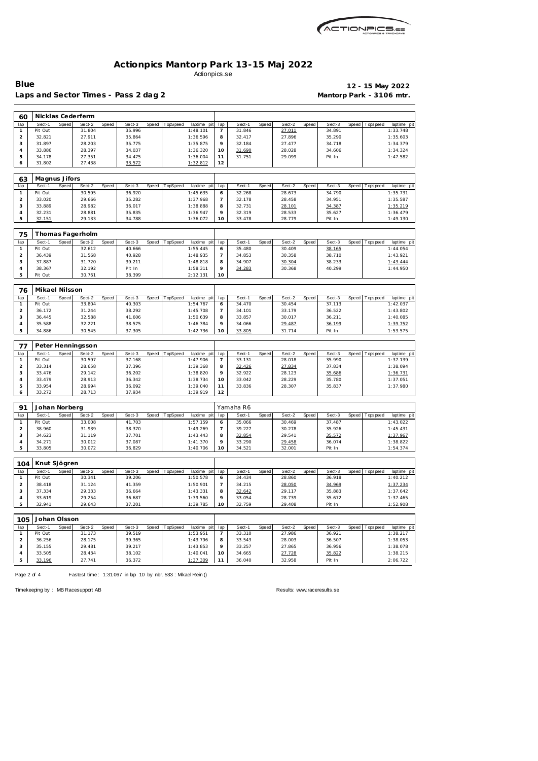# Actionpics Mantorp Park 13-15 Maj 2022

Actionpics.se

**Blue** **12 - 15 May 2022**

**Laps and Sector Times - Pass 2 dag 2** **Mantorp Park - 3106 mtr.**

## 60 Nicklas Cederferm

| lap | Sect-1 | Speed | Sect-2 | Speed | Sect-3 | Speed | TopSpeed | laptime pit | lap | Sect-1 | Speed | Sect-2 | Speed | Sect-3 | Speed | Topspeed | laptime pit |
|---|---|---|---|---|---|---|---|---|---|---|---|---|---|---|---|---|---|
| 1 | Pit Out | | 31.804 | | 35.996 | | | 1:48.101 | 7 | 31.846 | | 27.011 | | 34.891 | | | 1:33.748 |
| 2 | 32.821 | | 27.911 | | 35.864 | | | 1:36.596 | 8 | 32.417 | | 27.896 | | 35.290 | | | 1:35.603 |
| 3 | 31.897 | | 28.203 | | 35.775 | | | 1:35.875 | 9 | 32.184 | | 27.477 | | 34.718 | | | 1:34.379 |
| 4 | 33.886 | | 28.397 | | 34.037 | | | 1:36.320 | 10 | 31.690 | | 28.028 | | 34.606 | | | 1:34.324 |
| 5 | 34.178 | | 27.351 | | 34.475 | | | 1:36.004 | 11 | 31.751 | | 29.099 | | Pit In | | | 1:47.582 |
| 6 | 31.802 | | 27.438 | | 33.572 | | | 1:32.812 | 12 | | | | | | | | |

## 63 Magnus Jifors

| lap | Sect-1 | Speed | Sect-2 | Speed | Sect-3 | Speed | TopSpeed | laptime pit | lap | Sect-1 | Speed | Sect-2 | Speed | Sect-3 | Speed | Topspeed | laptime pit |
|---|---|---|---|---|---|---|---|---|---|---|---|---|---|---|---|---|---|
| 1 | Pit Out | | 30.595 | | 36.920 | | | 1:45.635 | 6 | 32.268 | | 28.673 | | 34.790 | | | 1:35.731 |
| 2 | 33.020 | | 29.666 | | 35.282 | | | 1:37.968 | 7 | 32.178 | | 28.458 | | 34.951 | | | 1:35.587 |
| 3 | 33.889 | | 28.982 | | 36.017 | | | 1:38.888 | 8 | 32.731 | | 28.101 | | 34.387 | | | 1:35.219 |
| 4 | 32.231 | | 28.881 | | 35.835 | | | 1:36.947 | 9 | 32.319 | | 28.533 | | 35.627 | | | 1:36.479 |
| 5 | 32.151 | | 29.133 | | 34.788 | | | 1:36.072 | 10 | 33.478 | | 28.779 | | Pit In | | | 1:49.130 |

## 75 Thomas Fagerholm

| lap | Sect-1 | Speed | Sect-2 | Speed | Sect-3 | Speed | TopSpeed | laptime pit | lap | Sect-1 | Speed | Sect-2 | Speed | Sect-3 | Speed | Topspeed | laptime pit |
|---|---|---|---|---|---|---|---|---|---|---|---|---|---|---|---|---|---|
| 1 | Pit Out | | 32.612 | | 40.666 | | | 1:55.445 | 6 | 35.480 | | 30.409 | | 38.165 | | | 1:44.054 |
| 2 | 36.439 | | 31.568 | | 40.928 | | | 1:48.935 | 7 | 34.853 | | 30.358 | | 38.710 | | | 1:43.921 |
| 3 | 37.887 | | 31.720 | | 39.211 | | | 1:48.818 | 8 | 34.907 | | 30.304 | | 38.233 | | | 1:43.444 |
| 4 | 38.367 | | 32.192 | | Pit In | | | 1:58.311 | 9 | 34.283 | | 30.368 | | 40.299 | | | 1:44.950 |
| 5 | Pit Out | | 30.761 | | 38.399 | | | 2:12.131 | 10 | | | | | | | | |

## 76 Mikael Nilsson

| lap | Sect-1 | Speed | Sect-2 | Speed | Sect-3 | Speed | TopSpeed | laptime pit | lap | Sect-1 | Speed | Sect-2 | Speed | Sect-3 | Speed | Topspeed | laptime pit |
|---|---|---|---|---|---|---|---|---|---|---|---|---|---|---|---|---|---|
| 1 | Pit Out | | 33.804 | | 40.303 | | | 1:54.767 | 6 | 34.470 | | 30.454 | | 37.113 | | | 1:42.037 |
| 2 | 36.172 | | 31.244 | | 38.292 | | | 1:45.708 | 7 | 34.101 | | 33.179 | | 36.522 | | | 1:43.802 |
| 3 | 36.445 | | 32.588 | | 41.606 | | | 1:50.639 | 8 | 33.857 | | 30.017 | | 36.211 | | | 1:40.085 |
| 4 | 35.588 | | 32.221 | | 38.575 | | | 1:46.384 | 9 | 34.066 | | 29.487 | | 36.199 | | | 1:39.752 |
| 5 | 34.886 | | 30.545 | | 37.305 | | | 1:42.736 | 10 | 33.805 | | 31.714 | | Pit In | | | 1:53.575 |

## 77 Peter Henningsson

| lap | Sect-1 | Speed | Sect-2 | Speed | Sect-3 | Speed | TopSpeed | laptime pit | lap | Sect-1 | Speed | Sect-2 | Speed | Sect-3 | Speed | Topspeed | laptime pit |
|---|---|---|---|---|---|---|---|---|---|---|---|---|---|---|---|---|---|
| 1 | Pit Out | | 30.597 | | 37.168 | | | 1:47.906 | 7 | 33.131 | | 28.018 | | 35.990 | | | 1:37.139 |
| 2 | 33.314 | | 28.658 | | 37.396 | | | 1:39.368 | 8 | 32.426 | | 27.834 | | 37.834 | | | 1:38.094 |
| 3 | 33.476 | | 29.142 | | 36.202 | | | 1:38.820 | 9 | 32.922 | | 28.123 | | 35.686 | | | 1:36.731 |
| 4 | 33.479 | | 28.913 | | 36.342 | | | 1:38.734 | 10 | 33.042 | | 28.229 | | 35.780 | | | 1:37.051 |
| 5 | 33.954 | | 28.994 | | 36.092 | | | 1:39.040 | 11 | 33.836 | | 28.307 | | 35.837 | | | 1:37.980 |
| 6 | 33.272 | | 28.713 | | 37.934 | | | 1:39.919 | 12 | | | | | | | | |

## 91 Johan Norberg — Yamaha R6

| lap | Sect-1 | Speed | Sect-2 | Speed | Sect-3 | Speed | TopSpeed | laptime pit | lap | Sect-1 | Speed | Sect-2 | Speed | Sect-3 | Speed | Topspeed | laptime pit |
|---|---|---|---|---|---|---|---|---|---|---|---|---|---|---|---|---|---|
| 1 | Pit Out | | 33.008 | | 41.703 | | | 1:57.159 | 6 | 35.066 | | 30.469 | | 37.487 | | | 1:43.022 |
| 2 | 38.960 | | 31.939 | | 38.370 | | | 1:49.269 | 7 | 39.227 | | 30.278 | | 35.926 | | | 1:45.431 |
| 3 | 34.623 | | 31.119 | | 37.701 | | | 1:43.443 | 8 | 32.854 | | 29.541 | | 35.572 | | | 1:37.967 |
| 4 | 34.271 | | 30.012 | | 37.087 | | | 1:41.370 | 9 | 33.290 | | 29.458 | | 36.074 | | | 1:38.822 |
| 5 | 33.805 | | 30.072 | | 36.829 | | | 1:40.706 | 10 | 34.521 | | 32.001 | | Pit In | | | 1:54.374 |

## 104 Knut Sjögren

| lap | Sect-1 | Speed | Sect-2 | Speed | Sect-3 | Speed | TopSpeed | laptime pit | lap | Sect-1 | Speed | Sect-2 | Speed | Sect-3 | Speed | Topspeed | laptime pit |
|---|---|---|---|---|---|---|---|---|---|---|---|---|---|---|---|---|---|
| 1 | Pit Out | | 30.341 | | 39.206 | | | 1:50.578 | 6 | 34.434 | | 28.860 | | 36.918 | | | 1:40.212 |
| 2 | 38.418 | | 31.124 | | 41.359 | | | 1:50.901 | 7 | 34.215 | | 28.050 | | 34.969 | | | 1:37.234 |
| 3 | 37.334 | | 29.333 | | 36.664 | | | 1:43.331 | 8 | 32.642 | | 29.117 | | 35.883 | | | 1:37.642 |
| 4 | 33.619 | | 29.254 | | 36.687 | | | 1:39.560 | 9 | 33.054 | | 28.739 | | 35.672 | | | 1:37.465 |
| 5 | 32.941 | | 29.643 | | 37.201 | | | 1:39.785 | 10 | 32.759 | | 29.408 | | Pit In | | | 1:52.908 |

## 105 Johan Olsson

| lap | Sect-1 | Speed | Sect-2 | Speed | Sect-3 | Speed | TopSpeed | laptime pit | lap | Sect-1 | Speed | Sect-2 | Speed | Sect-3 | Speed | Topspeed | laptime pit |
|---|---|---|---|---|---|---|---|---|---|---|---|---|---|---|---|---|---|
| 1 | Pit Out | | 31.173 | | 39.519 | | | 1:53.951 | 7 | 33.310 | | 27.986 | | 36.921 | | | 1:38.217 |
| 2 | 36.256 | | 28.175 | | 39.365 | | | 1:43.796 | 8 | 33.543 | | 28.003 | | 36.507 | | | 1:38.053 |
| 3 | 35.155 | | 29.481 | | 39.217 | | | 1:43.853 | 9 | 33.257 | | 27.865 | | 36.956 | | | 1:38.078 |
| 4 | 33.505 | | 28.434 | | 38.102 | | | 1:40.041 | 10 | 34.665 | | 27.728 | | 35.822 | | | 1:38.215 |
| 5 | 33.196 | | 27.741 | | 36.372 | | | 1:37.309 | 11 | 36.040 | | 32.958 | | Pit In | | | 2:06.722 |

Fastest time : 1:31.067 in lap 10 by nbr. 533 : Mikael Rein ()

Timekeeping by : MB Racesupport AB

Results: www.raceresults.se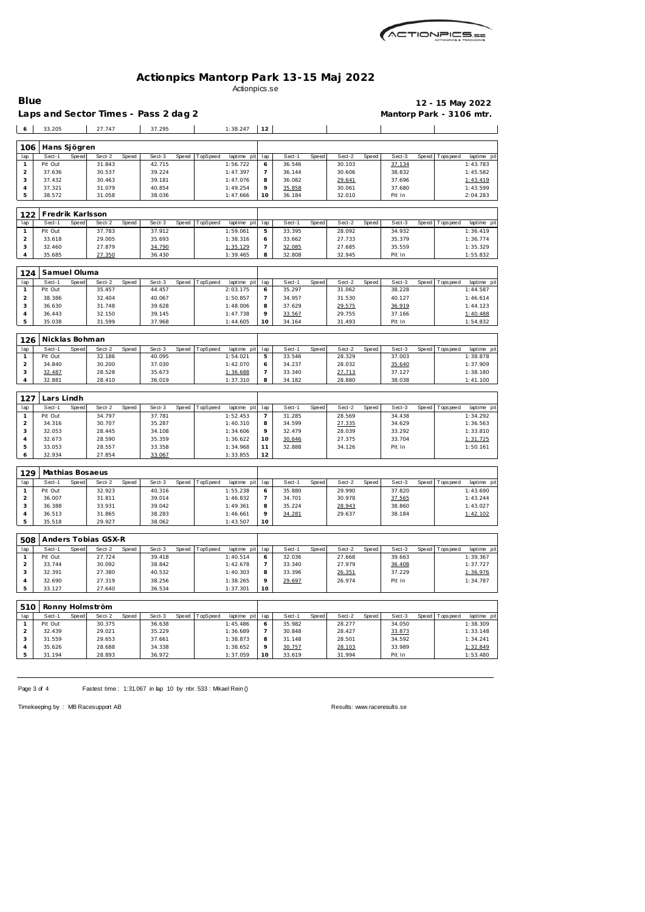# Actionpics Mantorp Park 13-15 Maj 2022

Actionpics.se

**Blue** — 12 - 15 May 2022

**Laps and Sector Times - Pass 2 dag 2** — Mantorp Park - 3106 mtr.

| | | | | | | | | | | | | | | | | | | |
|---|---|---|---|---|---|---|---|---|---|---|---|---|---|---|---|---|---|---|
| 6 | 33.205 | | 27.747 | | 37.295 | | | 1:38.247 | 12 | | | | | | | | | |

**106 Hans Sjögren**

| lap | Sect-1 | Speed | Sect-2 | Speed | Sect-3 | Speed | TopSpeed | laptime pit | lap | Sect-1 | Speed | Sect-2 | Speed | Sect-3 | Speed | Topspeed | laptime pit |
|---|---|---|---|---|---|---|---|---|---|---|---|---|---|---|---|---|---|
| 1 | Pit Out | | 31.843 | | 42.715 | | | 1:56.722 | 6 | 36.546 | | 30.103 | | 37.134 | | | 1:43.783 |
| 2 | 37.636 | | 30.537 | | 39.224 | | | 1:47.397 | 7 | 36.144 | | 30.606 | | 38.832 | | | 1:45.582 |
| 3 | 37.432 | | 30.463 | | 39.181 | | | 1:47.076 | 8 | 36.082 | | 29.641 | | 37.696 | | | 1:43.419 |
| 4 | 37.321 | | 31.079 | | 40.854 | | | 1:49.254 | 9 | 35.858 | | 30.061 | | 37.680 | | | 1:43.599 |
| 5 | 38.572 | | 31.058 | | 38.036 | | | 1:47.666 | 10 | 36.184 | | 32.010 | | Pit In | | | 2:04.283 |

**122 Fredrik Karlsson**

| lap | Sect-1 | Speed | Sect-2 | Speed | Sect-3 | Speed | TopSpeed | laptime pit | lap | Sect-1 | Speed | Sect-2 | Speed | Sect-3 | Speed | Topspeed | laptime pit |
|---|---|---|---|---|---|---|---|---|---|---|---|---|---|---|---|---|---|
| 1 | Pit Out | | 37.783 | | 37.912 | | | 1:59.061 | 5 | 33.395 | | 28.092 | | 34.932 | | | 1:36.419 |
| 2 | 33.618 | | 29.005 | | 35.693 | | | 1:38.316 | 6 | 33.662 | | 27.733 | | 35.379 | | | 1:36.774 |
| 3 | 32.460 | | 27.879 | | 34.790 | | | 1:35.129 | 7 | 32.085 | | 27.685 | | 35.559 | | | 1:35.329 |
| 4 | 35.685 | | 27.350 | | 36.430 | | | 1:39.465 | 8 | 32.808 | | 32.945 | | Pit In | | | 1:55.832 |

**124 Samuel Oluma**

| lap | Sect-1 | Speed | Sect-2 | Speed | Sect-3 | Speed | TopSpeed | laptime pit | lap | Sect-1 | Speed | Sect-2 | Speed | Sect-3 | Speed | Topspeed | laptime pit |
|---|---|---|---|---|---|---|---|---|---|---|---|---|---|---|---|---|---|
| 1 | Pit Out | | 35.457 | | 44.457 | | | 2:03.175 | 6 | 35.297 | | 31.062 | | 38.228 | | | 1:44.587 |
| 2 | 38.386 | | 32.404 | | 40.067 | | | 1:50.857 | 7 | 34.957 | | 31.530 | | 40.127 | | | 1:46.614 |
| 3 | 36.630 | | 31.748 | | 39.628 | | | 1:48.006 | 8 | 37.629 | | 29.575 | | 36.919 | | | 1:44.123 |
| 4 | 36.443 | | 32.150 | | 39.145 | | | 1:47.738 | 9 | 33.567 | | 29.755 | | 37.166 | | | 1:40.488 |
| 5 | 35.038 | | 31.599 | | 37.968 | | | 1:44.605 | 10 | 34.164 | | 31.493 | | Pit In | | | 1:54.832 |

**126 Nicklas Bohman**

| lap | Sect-1 | Speed | Sect-2 | Speed | Sect-3 | Speed | TopSpeed | laptime pit | lap | Sect-1 | Speed | Sect-2 | Speed | Sect-3 | Speed | Topspeed | laptime pit |
|---|---|---|---|---|---|---|---|---|---|---|---|---|---|---|---|---|---|
| 1 | Pit Out | | 32.186 | | 40.095 | | | 1:54.021 | 5 | 33.546 | | 28.329 | | 37.003 | | | 1:38.878 |
| 2 | 34.840 | | 30.200 | | 37.030 | | | 1:42.070 | 6 | 34.237 | | 28.032 | | 35.640 | | | 1:37.909 |
| 3 | 32.487 | | 28.528 | | 35.673 | | | 1:36.688 | 7 | 33.340 | | 27.713 | | 37.127 | | | 1:38.180 |
| 4 | 32.881 | | 28.410 | | 36.019 | | | 1:37.310 | 8 | 34.182 | | 28.880 | | 38.038 | | | 1:41.100 |

**127 Lars Lindh**

| lap | Sect-1 | Speed | Sect-2 | Speed | Sect-3 | Speed | TopSpeed | laptime pit | lap | Sect-1 | Speed | Sect-2 | Speed | Sect-3 | Speed | Topspeed | laptime pit |
|---|---|---|---|---|---|---|---|---|---|---|---|---|---|---|---|---|---|
| 1 | Pit Out | | 34.797 | | 37.781 | | | 1:52.453 | 7 | 31.285 | | 28.569 | | 34.438 | | | 1:34.292 |
| 2 | 34.316 | | 30.707 | | 35.287 | | | 1:40.310 | 8 | 34.599 | | 27.335 | | 34.629 | | | 1:36.563 |
| 3 | 32.053 | | 28.445 | | 34.108 | | | 1:34.606 | 9 | 32.479 | | 28.039 | | 33.292 | | | 1:33.810 |
| 4 | 32.673 | | 28.590 | | 35.359 | | | 1:36.622 | 10 | 30.646 | | 27.375 | | 33.704 | | | 1:31.725 |
| 5 | 33.053 | | 28.557 | | 33.358 | | | 1:34.968 | 11 | 32.888 | | 34.126 | | Pit In | | | 1:50.161 |
| 6 | 32.934 | | 27.854 | | 33.067 | | | 1:33.855 | 12 | | | | | | | | |

**129 Mathias Bosaeus**

| lap | Sect-1 | Speed | Sect-2 | Speed | Sect-3 | Speed | TopSpeed | laptime pit | lap | Sect-1 | Speed | Sect-2 | Speed | Sect-3 | Speed | Topspeed | laptime pit |
|---|---|---|---|---|---|---|---|---|---|---|---|---|---|---|---|---|---|
| 1 | Pit Out | | 32.923 | | 40.316 | | | 1:55.238 | 6 | 35.880 | | 29.990 | | 37.820 | | | 1:43.690 |
| 2 | 36.007 | | 31.811 | | 39.014 | | | 1:46.832 | 7 | 34.701 | | 30.978 | | 37.565 | | | 1:43.244 |
| 3 | 36.388 | | 33.931 | | 39.042 | | | 1:49.361 | 8 | 35.224 | | 28.943 | | 38.860 | | | 1:43.027 |
| 4 | 36.513 | | 31.865 | | 38.283 | | | 1:46.661 | 9 | 34.281 | | 29.637 | | 38.184 | | | 1:42.102 |
| 5 | 35.518 | | 29.927 | | 38.062 | | | 1:43.507 | 10 | | | | | | | | |

**508 Anders Tobias GSX-R**

| lap | Sect-1 | Speed | Sect-2 | Speed | Sect-3 | Speed | TopSpeed | laptime pit | lap | Sect-1 | Speed | Sect-2 | Speed | Sect-3 | Speed | Topspeed | laptime pit |
|---|---|---|---|---|---|---|---|---|---|---|---|---|---|---|---|---|---|
| 1 | Pit Out | | 27.724 | | 39.418 | | | 1:40.514 | 6 | 32.036 | | 27.668 | | 39.663 | | | 1:39.367 |
| 2 | 33.744 | | 30.092 | | 38.842 | | | 1:42.678 | 7 | 33.340 | | 27.979 | | 36.408 | | | 1:37.727 |
| 3 | 32.391 | | 27.380 | | 40.532 | | | 1:40.303 | 8 | 33.396 | | 26.351 | | 37.229 | | | 1:36.976 |
| 4 | 32.690 | | 27.319 | | 38.256 | | | 1:38.265 | 9 | 29.697 | | 26.974 | | Pit In | | | 1:34.787 |
| 5 | 33.127 | | 27.640 | | 36.534 | | | 1:37.301 | 10 | | | | | | | | |

**510 Ronny Holmström**

| lap | Sect-1 | Speed | Sect-2 | Speed | Sect-3 | Speed | TopSpeed | laptime pit | lap | Sect-1 | Speed | Sect-2 | Speed | Sect-3 | Speed | Topspeed | laptime pit |
|---|---|---|---|---|---|---|---|---|---|---|---|---|---|---|---|---|---|
| 1 | Pit Out | | 30.375 | | 36.638 | | | 1:45.486 | 6 | 35.982 | | 28.277 | | 34.050 | | | 1:38.309 |
| 2 | 32.439 | | 29.021 | | 35.229 | | | 1:36.689 | 7 | 30.848 | | 28.427 | | 33.873 | | | 1:33.148 |
| 3 | 31.559 | | 29.653 | | 37.661 | | | 1:38.873 | 8 | 31.148 | | 28.501 | | 34.592 | | | 1:34.241 |
| 4 | 35.626 | | 28.688 | | 34.338 | | | 1:38.652 | 9 | 30.757 | | 28.103 | | 33.989 | | | 1:32.849 |
| 5 | 31.194 | | 28.893 | | 36.972 | | | 1:37.059 | 10 | 33.619 | | 31.994 | | Pit In | | | 1:53.480 |

Fastest time : 1:31.067 in lap 10 by nbr. 533 : Mikael Rein ()

Timekeeping by : MB Racesupport AB

Results: www.raceresults.se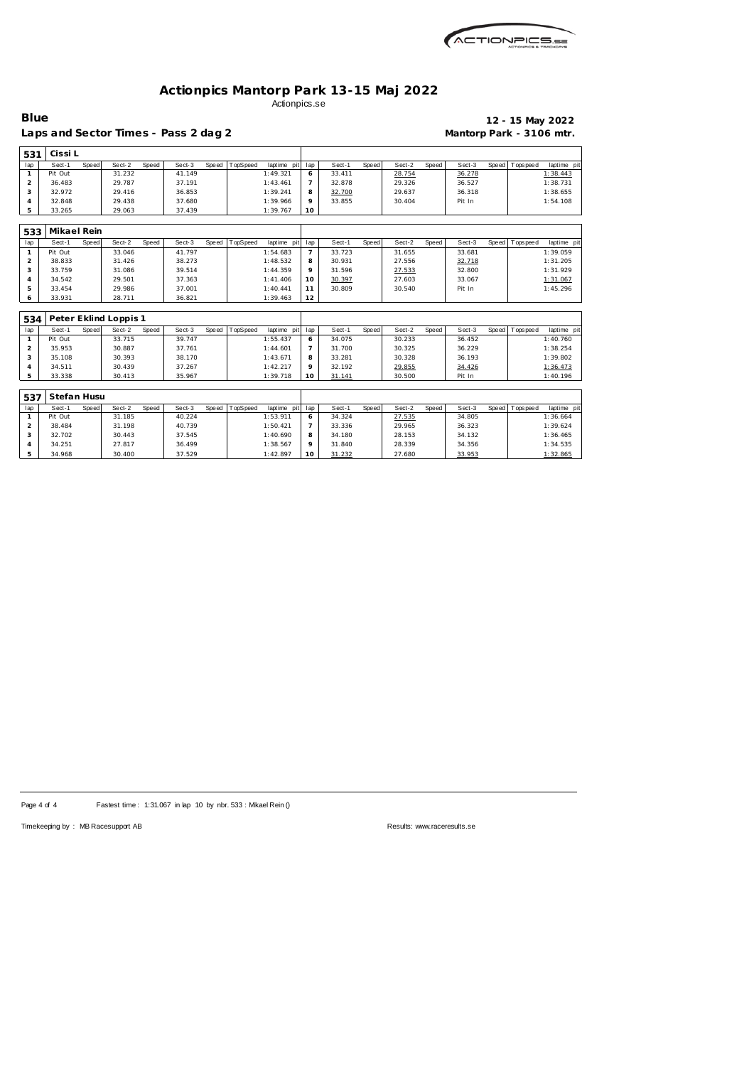# Actionpics Mantorp Park 13-15 Maj 2022

Actionpics.se

**Blue** — **12 - 15 May 2022**

**Laps and Sector Times - Pass 2 dag 2** — **Mantorp Park - 3106 mtr.**

**531 Cissi L**

| lap | Sect-1 | Speed | Sect-2 | Speed | Sect-3 | Speed | TopSpeed | laptime pit | lap | Sect-1 | Speed | Sect-2 | Speed | Sect-3 | Speed | Topspeed | laptime pit |
|---|---|---|---|---|---|---|---|---|---|---|---|---|---|---|---|---|---|
| 1 | Pit Out | | 31.232 | | 41.149 | | | 1:49.321 | 6 | 33.411 | | 28.754 | | 36.278 | | | 1:38.443 |
| 2 | 36.483 | | 29.787 | | 37.191 | | | 1:43.461 | 7 | 32.878 | | 29.326 | | 36.527 | | | 1:38.731 |
| 3 | 32.972 | | 29.416 | | 36.853 | | | 1:39.241 | 8 | 32.700 | | 29.637 | | 36.318 | | | 1:38.655 |
| 4 | 32.848 | | 29.438 | | 37.680 | | | 1:39.966 | 9 | 33.855 | | 30.404 | | Pit In | | | 1:54.108 |
| 5 | 33.265 | | 29.063 | | 37.439 | | | 1:39.767 | 10 | | | | | | | | |

**533 Mikael Rein**

| lap | Sect-1 | Speed | Sect-2 | Speed | Sect-3 | Speed | TopSpeed | laptime pit | lap | Sect-1 | Speed | Sect-2 | Speed | Sect-3 | Speed | Topspeed | laptime pit |
|---|---|---|---|---|---|---|---|---|---|---|---|---|---|---|---|---|---|
| 1 | Pit Out | | 33.046 | | 41.797 | | | 1:54.683 | 7 | 33.723 | | 31.655 | | 33.681 | | | 1:39.059 |
| 2 | 38.833 | | 31.426 | | 38.273 | | | 1:48.532 | 8 | 30.931 | | 27.556 | | 32.718 | | | 1:31.205 |
| 3 | 33.759 | | 31.086 | | 39.514 | | | 1:44.359 | 9 | 31.596 | | 27.533 | | 32.800 | | | 1:31.929 |
| 4 | 34.542 | | 29.501 | | 37.363 | | | 1:41.406 | 10 | 30.397 | | 27.603 | | 33.067 | | | 1:31.067 |
| 5 | 33.454 | | 29.986 | | 37.001 | | | 1:40.441 | 11 | 30.809 | | 30.540 | | Pit In | | | 1:45.296 |
| 6 | 33.931 | | 28.711 | | 36.821 | | | 1:39.463 | 12 | | | | | | | | |

**534 Peter Eklind Loppis 1**

| lap | Sect-1 | Speed | Sect-2 | Speed | Sect-3 | Speed | TopSpeed | laptime pit | lap | Sect-1 | Speed | Sect-2 | Speed | Sect-3 | Speed | Topspeed | laptime pit |
|---|---|---|---|---|---|---|---|---|---|---|---|---|---|---|---|---|---|
| 1 | Pit Out | | 33.715 | | 39.747 | | | 1:55.437 | 6 | 34.075 | | 30.233 | | 36.452 | | | 1:40.760 |
| 2 | 35.953 | | 30.887 | | 37.761 | | | 1:44.601 | 7 | 31.700 | | 30.325 | | 36.229 | | | 1:38.254 |
| 3 | 35.108 | | 30.393 | | 38.170 | | | 1:43.671 | 8 | 33.281 | | 30.328 | | 36.193 | | | 1:39.802 |
| 4 | 34.511 | | 30.439 | | 37.267 | | | 1:42.217 | 9 | 32.192 | | 29.855 | | 34.426 | | | 1:36.473 |
| 5 | 33.338 | | 30.413 | | 35.967 | | | 1:39.718 | 10 | 31.141 | | 30.500 | | Pit In | | | 1:40.196 |

**537 Stefan Husu**

| lap | Sect-1 | Speed | Sect-2 | Speed | Sect-3 | Speed | TopSpeed | laptime pit | lap | Sect-1 | Speed | Sect-2 | Speed | Sect-3 | Speed | Topspeed | laptime pit |
|---|---|---|---|---|---|---|---|---|---|---|---|---|---|---|---|---|---|
| 1 | Pit Out | | 31.185 | | 40.224 | | | 1:53.911 | 6 | 34.324 | | 27.535 | | 34.805 | | | 1:36.664 |
| 2 | 38.484 | | 31.198 | | 40.739 | | | 1:50.421 | 7 | 33.336 | | 29.965 | | 36.323 | | | 1:39.624 |
| 3 | 32.702 | | 30.443 | | 37.545 | | | 1:40.690 | 8 | 34.180 | | 28.153 | | 34.132 | | | 1:36.465 |
| 4 | 34.251 | | 27.817 | | 36.499 | | | 1:38.567 | 9 | 31.840 | | 28.339 | | 34.356 | | | 1:34.535 |
| 5 | 34.968 | | 30.400 | | 37.529 | | | 1:42.897 | 10 | 31.232 | | 27.680 | | 33.953 | | | 1:32.865 |

Fastest time : 1:31.067 in lap 10 by nbr. 533 : Mikael Rein ()

Timekeeping by : MB Racesupport AB

Results: www.raceresults.se